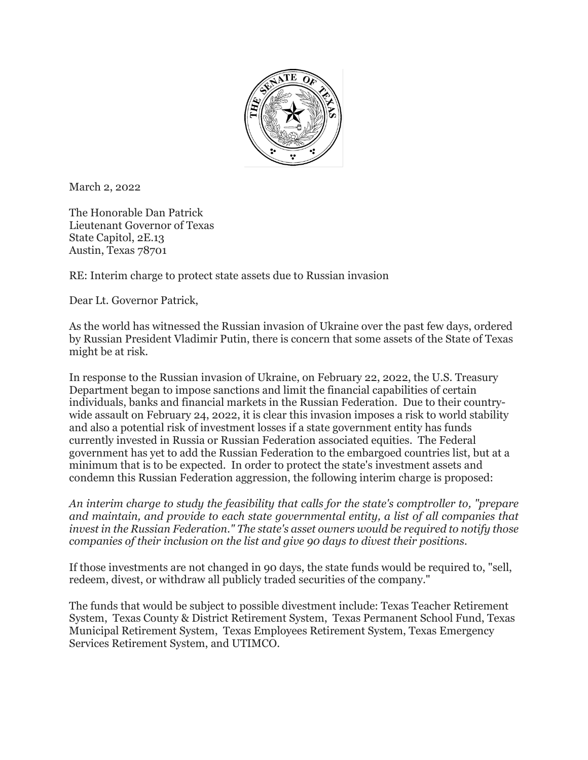March 2, 2022

The Honorable Dan Patrick
Lieutenant Governor of Texas
State Capitol, 2E.13
Austin, Texas 78701

RE: Interim charge to protect state assets due to Russian invasion

Dear Lt. Governor Patrick,

As the world has witnessed the Russian invasion of Ukraine over the past few days, ordered by Russian President Vladimir Putin, there is concern that some assets of the State of Texas might be at risk.

In response to the Russian invasion of Ukraine, on February 22, 2022, the U.S. Treasury Department began to impose sanctions and limit the financial capabilities of certain individuals, banks and financial markets in the Russian Federation. Due to their country-wide assault on February 24, 2022, it is clear this invasion imposes a risk to world stability and also a potential risk of investment losses if a state government entity has funds currently invested in Russia or Russian Federation associated equities. The Federal government has yet to add the Russian Federation to the embargoed countries list, but at a minimum that is to be expected. In order to protect the state's investment assets and condemn this Russian Federation aggression, the following interim charge is proposed:

*An interim charge to study the feasibility that calls for the state's comptroller to, "prepare and maintain, and provide to each state governmental entity, a list of all companies that invest in the Russian Federation." The state's asset owners would be required to notify those companies of their inclusion on the list and give 90 days to divest their positions.*

If those investments are not changed in 90 days, the state funds would be required to, "sell, redeem, divest, or withdraw all publicly traded securities of the company."

The funds that would be subject to possible divestment include: Texas Teacher Retirement System, Texas County & District Retirement System, Texas Permanent School Fund, Texas Municipal Retirement System, Texas Employees Retirement System, Texas Emergency Services Retirement System, and UTIMCO.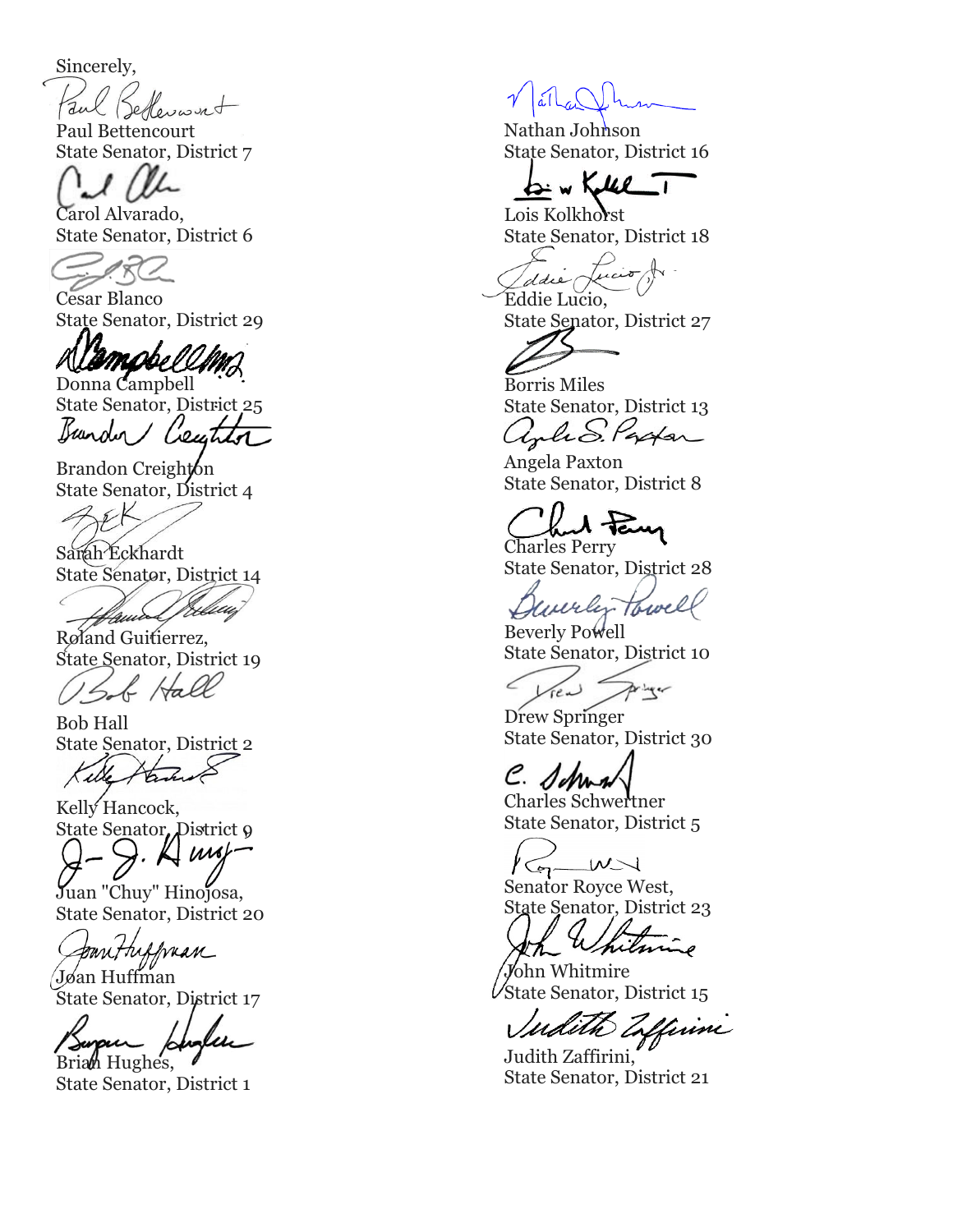Sincerely,

Paul Bettencourt
State Senator, District 7

Carol Alvarado,
State Senator, District 6

Cesar Blanco
State Senator, District 29

Donna Campbell
State Senator, District 25

Brandon Creighton
State Senator, District 4

Sarah Eckhardt
State Senator, District 14

Roland Gutierrez,
State Senator, District 19

Bob Hall
State Senator, District 2

Kelly Hancock,
State Senator, District 9

Juan "Chuy" Hinojosa,
State Senator, District 20

Joan Huffman
State Senator, District 17

Brian Hughes,
State Senator, District 1

Nathan Johnson
State Senator, District 16

Lois Kolkhorst
State Senator, District 18

Eddie Lucio,
State Senator, District 27

Borris Miles
State Senator, District 13

Angela Paxton
State Senator, District 8

Charles Perry
State Senator, District 28

Beverly Powell
State Senator, District 10

Drew Springer
State Senator, District 30

Charles Schwertner
State Senator, District 5

Senator Royce West,
State Senator, District 23

John Whitmire
State Senator, District 15

Judith Zaffirini,
State Senator, District 21